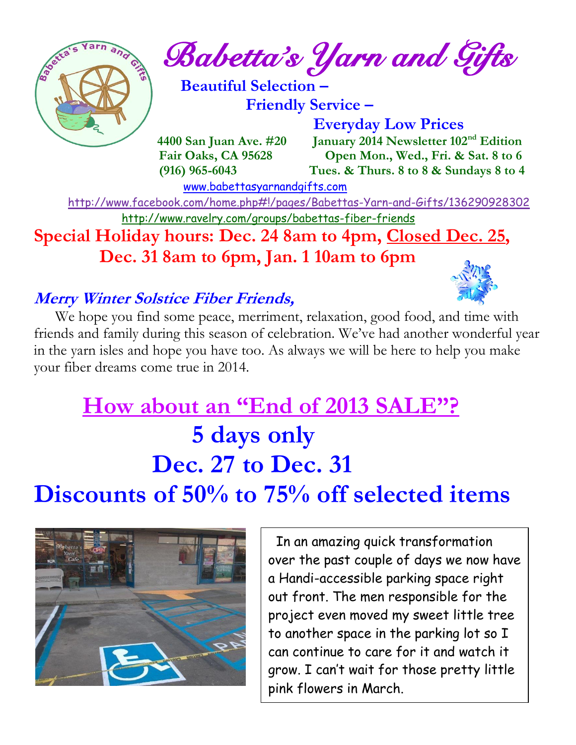# Babetta's Yarn and Gifts

**Beautiful Selection –**
**Friendly Service –**
**Everyday Low Prices**

**4400 San Juan Ave. #20**
**Fair Oaks, CA 95628**
**(916) 965-6043**

**January 2014 Newsletter 102nd Edition**
**Open Mon., Wed., Fri. & Sat. 8 to 6**
**Tues. & Thurs. 8 to 8 & Sundays 8 to 4**

www.babettasyarnandgifts.com

http://www.facebook.com/home.php#!/pages/Babettas-Yarn-and-Gifts/136290928302

http://www.ravelry.com/groups/babettas-fiber-friends

**Special Holiday hours: Dec. 24 8am to 4pm, Closed Dec. 25, Dec. 31 8am to 6pm, Jan. 1 10am to 6pm**

### *Merry Winter Solstice Fiber Friends,*

We hope you find some peace, merriment, relaxation, good food, and time with friends and family during this season of celebration. We've had another wonderful year in the yarn isles and hope you have too. As always we will be here to help you make your fiber dreams come true in 2014.

## How about an "End of 2013 SALE"?

## 5 days only

## Dec. 27 to Dec. 31

## Discounts of 50% to 75% off selected items

In an amazing quick transformation over the past couple of days we now have a Handi-accessible parking space right out front. The men responsible for the project even moved my sweet little tree to another space in the parking lot so I can continue to care for it and watch it grow. I can't wait for those pretty little pink flowers in March.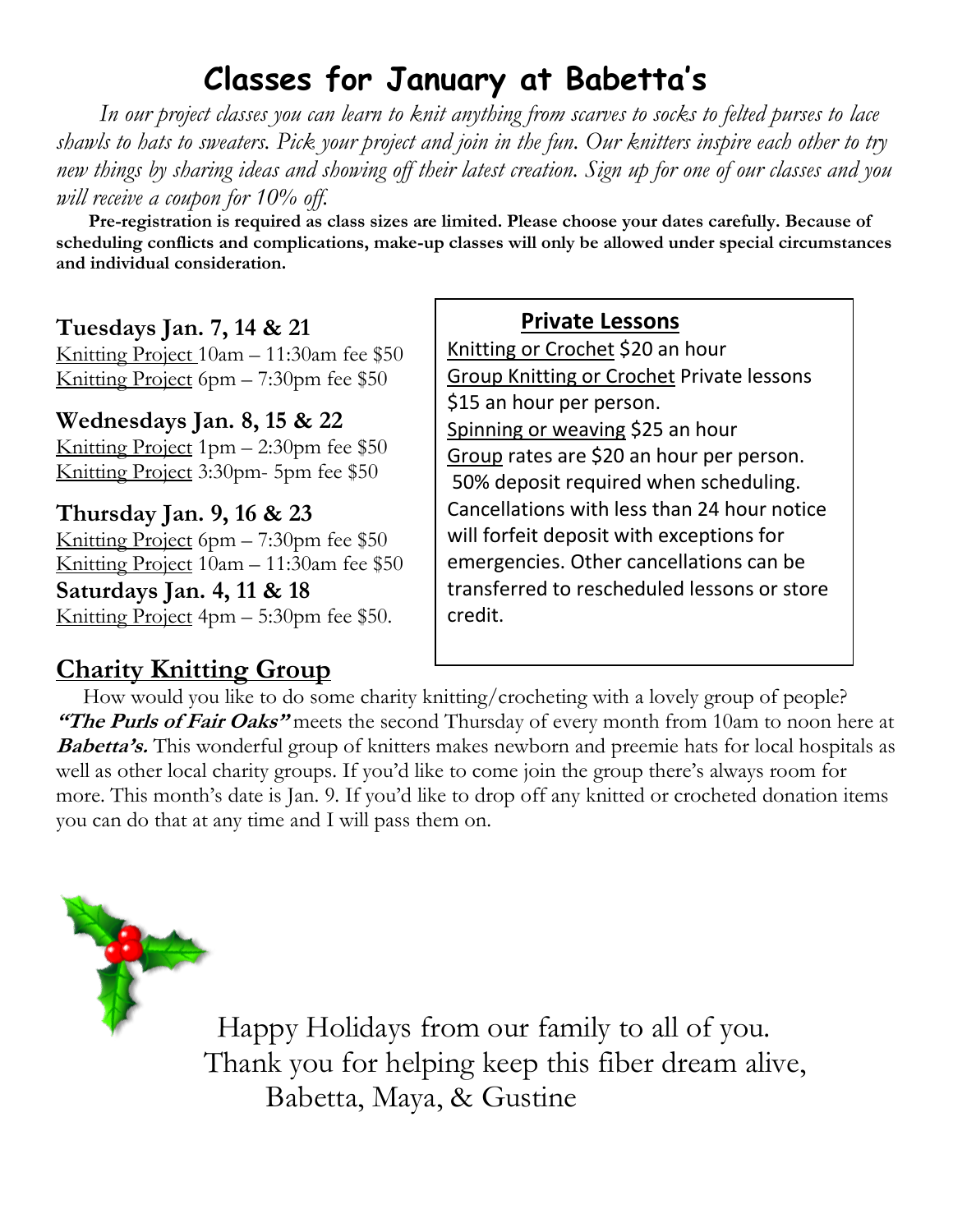# Classes for January at Babetta's

*In our project classes you can learn to knit anything from scarves to socks to felted purses to lace shawls to hats to sweaters. Pick your project and join in the fun. Our knitters inspire each other to try new things by sharing ideas and showing off their latest creation. Sign up for one of our classes and you will receive a coupon for 10% off.*

**Pre-registration is required as class sizes are limited. Please choose your dates carefully. Because of scheduling conflicts and complications, make-up classes will only be allowed under special circumstances and individual consideration.**

**Tuesdays Jan. 7, 14 & 21**

Knitting Project 10am – 11:30am fee $50
Knitting Project 6pm – 7:30pm fee $50

**Wednesdays Jan. 8, 15 & 22**

Knitting Project 1pm – 2:30pm fee $50
Knitting Project 3:30pm- 5pm fee $50

**Thursday Jan. 9, 16 & 23**

Knitting Project 6pm – 7:30pm fee $50
Knitting Project 10am – 11:30am fee $50

**Saturdays Jan. 4, 11 & 18**

Knitting Project 4pm – 5:30pm fee $50.

**Private Lessons**

Knitting or Crochet $20 an hour
Group Knitting or Crochet Private lessons $15 an hour per person.
Spinning or weaving $25 an hour
Group rates are $20 an hour per person.
50% deposit required when scheduling. Cancellations with less than 24 hour notice will forfeit deposit with exceptions for emergencies. Other cancellations can be transferred to rescheduled lessons or store credit.

## Charity Knitting Group

How would you like to do some charity knitting/crocheting with a lovely group of people? ***"The Purls of Fair Oaks"*** meets the second Thursday of every month from 10am to noon here at ***Babetta's.*** This wonderful group of knitters makes newborn and preemie hats for local hospitals as well as other local charity groups. If you'd like to come join the group there's always room for more. This month's date is Jan. 9. If you'd like to drop off any knitted or crocheted donation items you can do that at any time and I will pass them on.

Happy Holidays from our family to all of you.
Thank you for helping keep this fiber dream alive,
Babetta, Maya, & Gustine